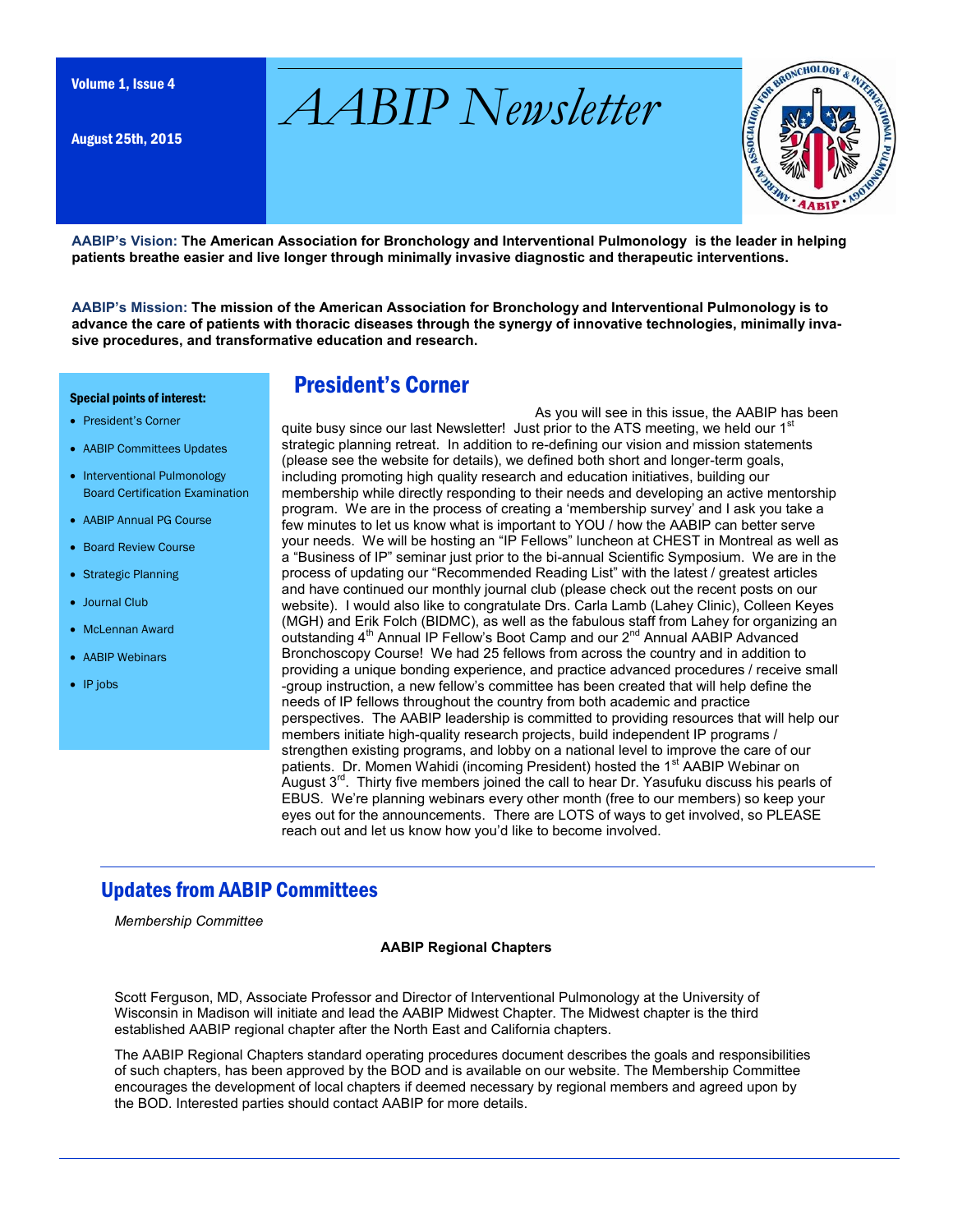# AABIP Newsletter

Volume 1, Issue 4

August 25th, 2015

**AABIP's Vision: The American Association for Bronchology and Interventional Pulmonology is the leader in helping patients breathe easier and live longer through minimally invasive diagnostic and therapeutic interventions.**

**AABIP's Mission: The mission of the American Association for Bronchology and Interventional Pulmonology is to advance the care of patients with thoracic diseases through the synergy of innovative technologies, minimally invasive procedures, and transformative education and research.**

**Special points of interest:**

- President's Corner
- AABIP Committees Updates
- Interventional Pulmonology Board Certification Examination
- AABIP Annual PG Course
- Board Review Course
- Strategic Planning
- Journal Club
- McLennan Award
- AABIP Webinars
- IP jobs

## President's Corner

As you will see in this issue, the AABIP has been quite busy since our last Newsletter! Just prior to the ATS meeting, we held our 1st strategic planning retreat. In addition to re-defining our vision and mission statements (please see the website for details), we defined both short and longer-term goals, including promoting high quality research and education initiatives, building our membership while directly responding to their needs and developing an active mentorship program. We are in the process of creating a 'membership survey' and I ask you take a few minutes to let us know what is important to YOU / how the AABIP can better serve your needs. We will be hosting an "IP Fellows" luncheon at CHEST in Montreal as well as a "Business of IP" seminar just prior to the bi-annual Scientific Symposium. We are in the process of updating our "Recommended Reading List" with the latest / greatest articles and have continued our monthly journal club (please check out the recent posts on our website). I would also like to congratulate Drs. Carla Lamb (Lahey Clinic), Colleen Keyes (MGH) and Erik Folch (BIDMC), as well as the fabulous staff from Lahey for organizing an outstanding 4th Annual IP Fellow's Boot Camp and our 2nd Annual AABIP Advanced Bronchoscopy Course! We had 25 fellows from across the country and in addition to providing a unique bonding experience, and practice advanced procedures / receive small -group instruction, a new fellow's committee has been created that will help define the needs of IP fellows throughout the country from both academic and practice perspectives. The AABIP leadership is committed to providing resources that will help our members initiate high-quality research projects, build independent IP programs / strengthen existing programs, and lobby on a national level to improve the care of our patients. Dr. Momen Wahidi (incoming President) hosted the 1st AABIP Webinar on August 3rd. Thirty five members joined the call to hear Dr. Yasufuku discuss his pearls of EBUS. We're planning webinars every other month (free to our members) so keep your eyes out for the announcements. There are LOTS of ways to get involved, so PLEASE reach out and let us know how you'd like to become involved.

## Updates from AABIP Committees

*Membership Committee*

**AABIP Regional Chapters**

Scott Ferguson, MD, Associate Professor and Director of Interventional Pulmonology at the University of Wisconsin in Madison will initiate and lead the AABIP Midwest Chapter. The Midwest chapter is the third established AABIP regional chapter after the North East and California chapters.

The AABIP Regional Chapters standard operating procedures document describes the goals and responsibilities of such chapters, has been approved by the BOD and is available on our website. The Membership Committee encourages the development of local chapters if deemed necessary by regional members and agreed upon by the BOD. Interested parties should contact AABIP for more details.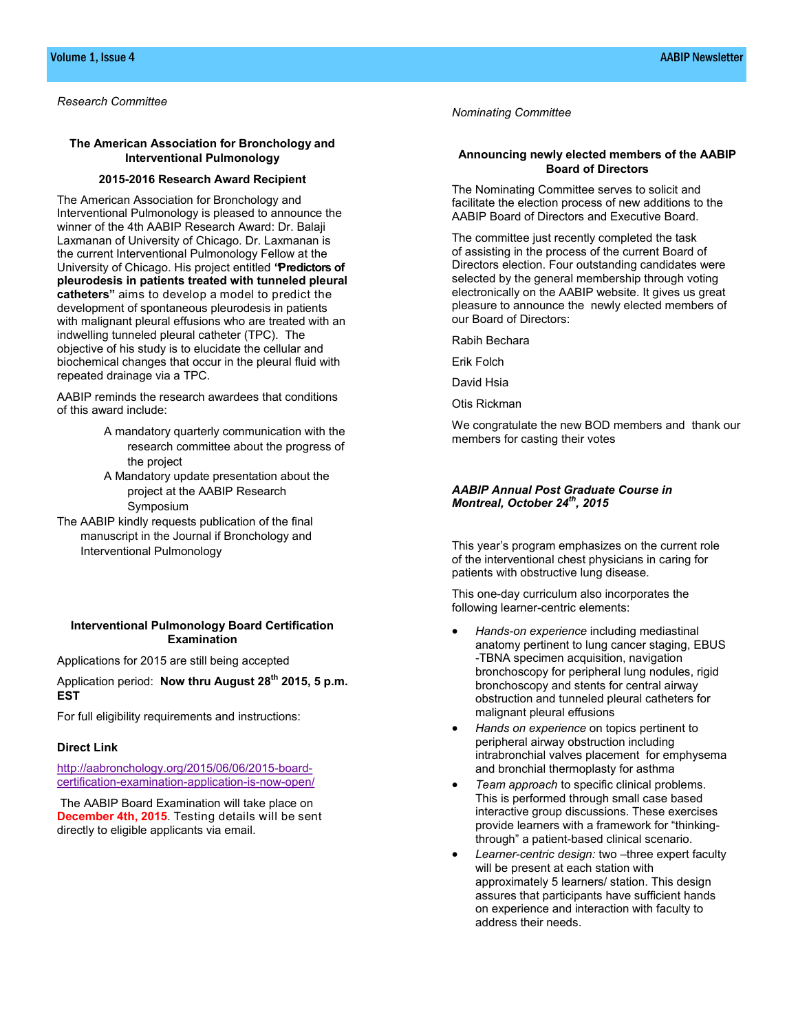*Research Committee*

**The American Association for Bronchology and Interventional Pulmonology**

**2015-2016 Research Award Recipient**

The American Association for Bronchology and Interventional Pulmonology is pleased to announce the winner of the 4th AABIP Research Award: Dr. Balaji Laxmanan of University of Chicago. Dr. Laxmanan is the current Interventional Pulmonology Fellow at the University of Chicago. His project entitled **"Predictors of pleurodesis in patients treated with tunneled pleural catheters"** aims to develop a model to predict the development of spontaneous pleurodesis in patients with malignant pleural effusions who are treated with an indwelling tunneled pleural catheter (TPC). The objective of his study is to elucidate the cellular and biochemical changes that occur in the pleural fluid with repeated drainage via a TPC.

AABIP reminds the research awardees that conditions of this award include:

- A mandatory quarterly communication with the research committee about the progress of the project
- A Mandatory update presentation about the project at the AABIP Research Symposium

The AABIP kindly requests publication of the final manuscript in the Journal if Bronchology and Interventional Pulmonology

**Interventional Pulmonology Board Certification Examination**

Applications for 2015 are still being accepted

Application period: **Now thru August 28th 2015, 5 p.m. EST**

For full eligibility requirements and instructions:

**Direct Link**

http://aabronchology.org/2015/06/06/2015-board-certification-examination-application-is-now-open/

The AABIP Board Examination will take place on **December 4th, 2015**. Testing details will be sent directly to eligible applicants via email.

*Nominating Committee*

**Announcing newly elected members of the AABIP Board of Directors**

The Nominating Committee serves to solicit and facilitate the election process of new additions to the AABIP Board of Directors and Executive Board.

The committee just recently completed the task of assisting in the process of the current Board of Directors election. Four outstanding candidates were selected by the general membership through voting electronically on the AABIP website. It gives us great pleasure to announce the newly elected members of our Board of Directors:

Rabih Bechara

Erik Folch

David Hsia

Otis Rickman

We congratulate the new BOD members and thank our members for casting their votes

***AABIP Annual Post Graduate Course in Montreal, October 24th, 2015***

This year's program emphasizes on the current role of the interventional chest physicians in caring for patients with obstructive lung disease.

This one-day curriculum also incorporates the following learner-centric elements:

- *Hands-on experience* including mediastinal anatomy pertinent to lung cancer staging, EBUS-TBNA specimen acquisition, navigation bronchoscopy for peripheral lung nodules, rigid bronchoscopy and stents for central airway obstruction and tunneled pleural catheters for malignant pleural effusions
- *Hands on experience* on topics pertinent to peripheral airway obstruction including intrabronchial valves placement for emphysema and bronchial thermoplasty for asthma
- *Team approach* to specific clinical problems. This is performed through small case based interactive group discussions. These exercises provide learners with a framework for "thinking-through" a patient-based clinical scenario.
- *Learner-centric design:* two –three expert faculty will be present at each station with approximately 5 learners/ station. This design assures that participants have sufficient hands on experience and interaction with faculty to address their needs.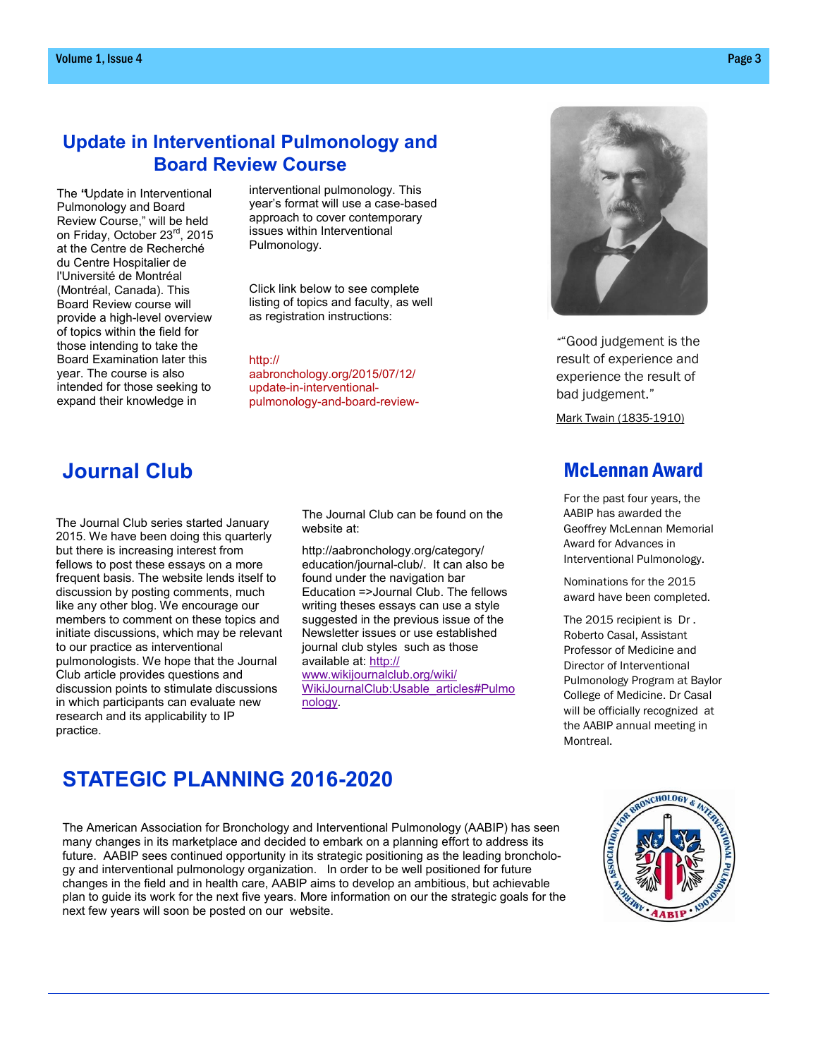## Update in Interventional Pulmonology and Board Review Course

The "Update in Interventional Pulmonology and Board Review Course," will be held on Friday, October 23rd, 2015 at the Centre de Recherché du Centre Hospitalier de l'Université de Montréal (Montréal, Canada). This Board Review course will provide a high-level overview of topics within the field for those intending to take the Board Examination later this year. The course is also intended for those seeking to expand their knowledge in interventional pulmonology. This year's format will use a case-based approach to cover contemporary issues within Interventional Pulmonology.

Click link below to see complete listing of topics and faculty, as well as registration instructions:

http://aabronchology.org/2015/07/12/update-in-interventional-pulmonology-and-board-review-

""Good judgement is the result of experience and experience the result of bad judgement."

Mark Twain (1835-1910)

## Journal Club

The Journal Club series started January 2015. We have been doing this quarterly but there is increasing interest from fellows to post these essays on a more frequent basis. The website lends itself to discussion by posting comments, much like any other blog. We encourage our members to comment on these topics and initiate discussions, which may be relevant to our practice as interventional pulmonologists. We hope that the Journal Club article provides questions and discussion points to stimulate discussions in which participants can evaluate new research and its applicability to IP practice.

The Journal Club can be found on the website at:

http://aabronchology.org/category/education/journal-club/. It can also be found under the navigation bar Education =>Journal Club. The fellows writing theses essays can use a style suggested in the previous issue of the Newsletter issues or use established journal club styles such as those available at: http://www.wikijournalclub.org/wiki/WikiJournalClub:Usable_articles#Pulmonology.

## McLennan Award

For the past four years, the AABIP has awarded the Geoffrey McLennan Memorial Award for Advances in Interventional Pulmonology.

Nominations for the 2015 award have been completed.

The 2015 recipient is Dr . Roberto Casal, Assistant Professor of Medicine and Director of Interventional Pulmonology Program at Baylor College of Medicine. Dr Casal will be officially recognized at the AABIP annual meeting in Montreal.

## STATEGIC PLANNING 2016-2020

The American Association for Bronchology and Interventional Pulmonology (AABIP) has seen many changes in its marketplace and decided to embark on a planning effort to address its future. AABIP sees continued opportunity in its strategic positioning as the leading bronchology and interventional pulmonology organization. In order to be well positioned for future changes in the field and in health care, AABIP aims to develop an ambitious, but achievable plan to guide its work for the next five years. More information on our the strategic goals for the next few years will soon be posted on our website.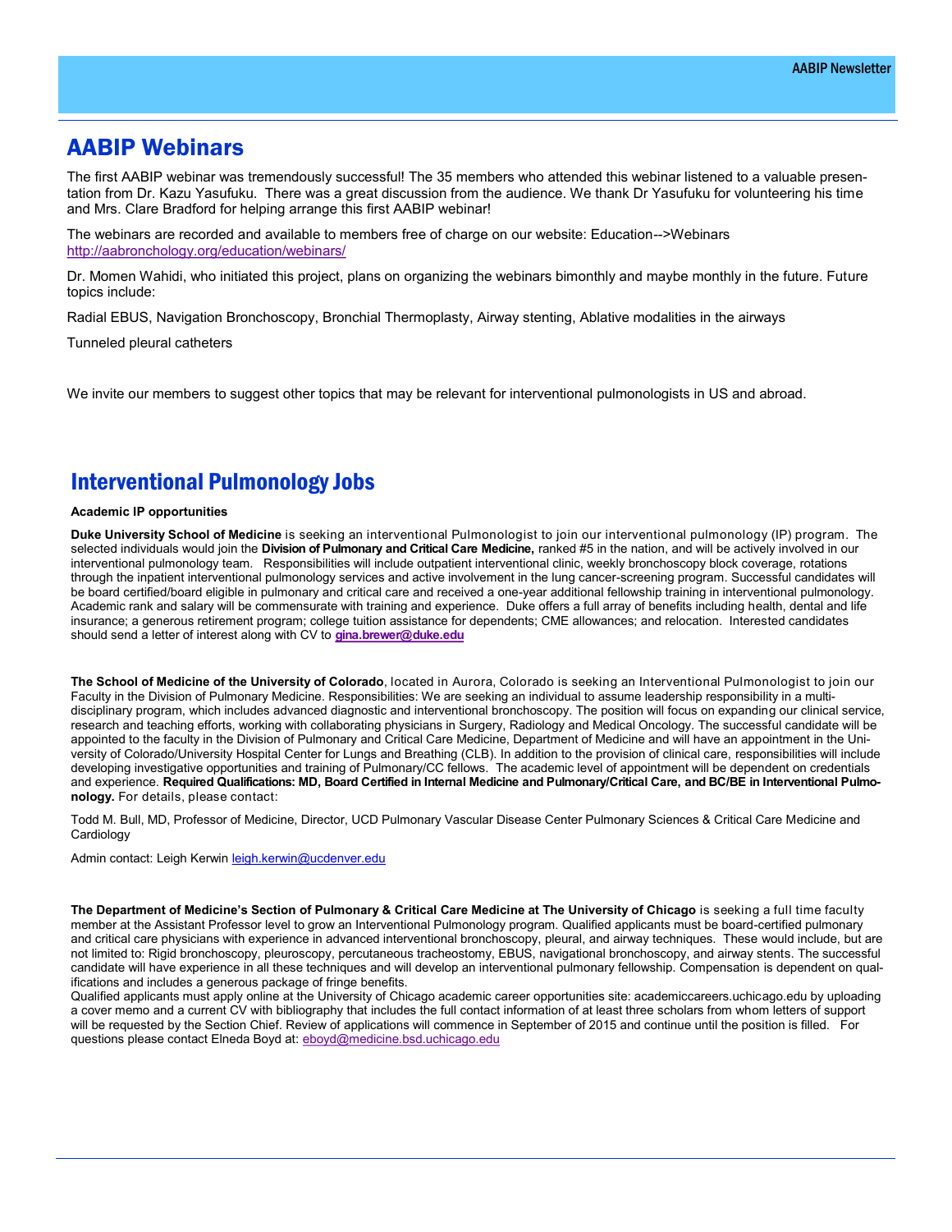## AABIP Webinars

The first AABIP webinar was tremendously successful! The 35 members who attended this webinar listened to a valuable presentation from Dr. Kazu Yasufuku. There was a great discussion from the audience. We thank Dr Yasufuku for volunteering his time and Mrs. Clare Bradford for helping arrange this first AABIP webinar!

The webinars are recorded and available to members free of charge on our website: Education-->Webinars
http://aabronchology.org/education/webinars/

Dr. Momen Wahidi, who initiated this project, plans on organizing the webinars bimonthly and maybe monthly in the future. Future topics include:

Radial EBUS, Navigation Bronchoscopy, Bronchial Thermoplasty, Airway stenting, Ablative modalities in the airways

Tunneled pleural catheters

We invite our members to suggest other topics that may be relevant for interventional pulmonologists in US and abroad.

## Interventional Pulmonology Jobs

**Academic IP opportunities**

**Duke University School of Medicine** is seeking an interventional Pulmonologist to join our interventional pulmonology (IP) program. The selected individuals would join the **Division of Pulmonary and Critical Care Medicine,** ranked #5 in the nation, and will be actively involved in our interventional pulmonology team. Responsibilities will include outpatient interventional clinic, weekly bronchoscopy block coverage, rotations through the inpatient interventional pulmonology services and active involvement in the lung cancer-screening program. Successful candidates will be board certified/board eligible in pulmonary and critical care and received a one-year additional fellowship training in interventional pulmonology. Academic rank and salary will be commensurate with training and experience. Duke offers a full array of benefits including health, dental and life insurance; a generous retirement program; college tuition assistance for dependents; CME allowances; and relocation. Interested candidates should send a letter of interest along with CV to **gina.brewer@duke.edu**

**The School of Medicine of the University of Colorado**, located in Aurora, Colorado is seeking an Interventional Pulmonologist to join our Faculty in the Division of Pulmonary Medicine. Responsibilities: We are seeking an individual to assume leadership responsibility in a multidisciplinary program, which includes advanced diagnostic and interventional bronchoscopy. The position will focus on expanding our clinical service, research and teaching efforts, working with collaborating physicians in Surgery, Radiology and Medical Oncology. The successful candidate will be appointed to the faculty in the Division of Pulmonary and Critical Care Medicine, Department of Medicine and will have an appointment in the University of Colorado/University Hospital Center for Lungs and Breathing (CLB). In addition to the provision of clinical care, responsibilities will include developing investigative opportunities and training of Pulmonary/CC fellows. The academic level of appointment will be dependent on credentials and experience. **Required Qualifications: MD, Board Certified in Internal Medicine and Pulmonary/Critical Care, and BC/BE in Interventional Pulmonology.** For details, please contact:

Todd M. Bull, MD, Professor of Medicine, Director, UCD Pulmonary Vascular Disease Center Pulmonary Sciences & Critical Care Medicine and Cardiology

Admin contact: Leigh Kerwin leigh.kerwin@ucdenver.edu

**The Department of Medicine's Section of Pulmonary & Critical Care Medicine at The University of Chicago** is seeking a full time faculty member at the Assistant Professor level to grow an Interventional Pulmonology program. Qualified applicants must be board-certified pulmonary and critical care physicians with experience in advanced interventional bronchoscopy, pleural, and airway techniques. These would include, but are not limited to: Rigid bronchoscopy, pleuroscopy, percutaneous tracheostomy, EBUS, navigational bronchoscopy, and airway stents. The successful candidate will have experience in all these techniques and will develop an interventional pulmonary fellowship. Compensation is dependent on qualifications and includes a generous package of fringe benefits.
Qualified applicants must apply online at the University of Chicago academic career opportunities site: academiccareers.uchicago.edu by uploading a cover memo and a current CV with bibliography that includes the full contact information of at least three scholars from whom letters of support will be requested by the Section Chief. Review of applications will commence in September of 2015 and continue until the position is filled. For questions please contact Elneda Boyd at: eboyd@medicine.bsd.uchicago.edu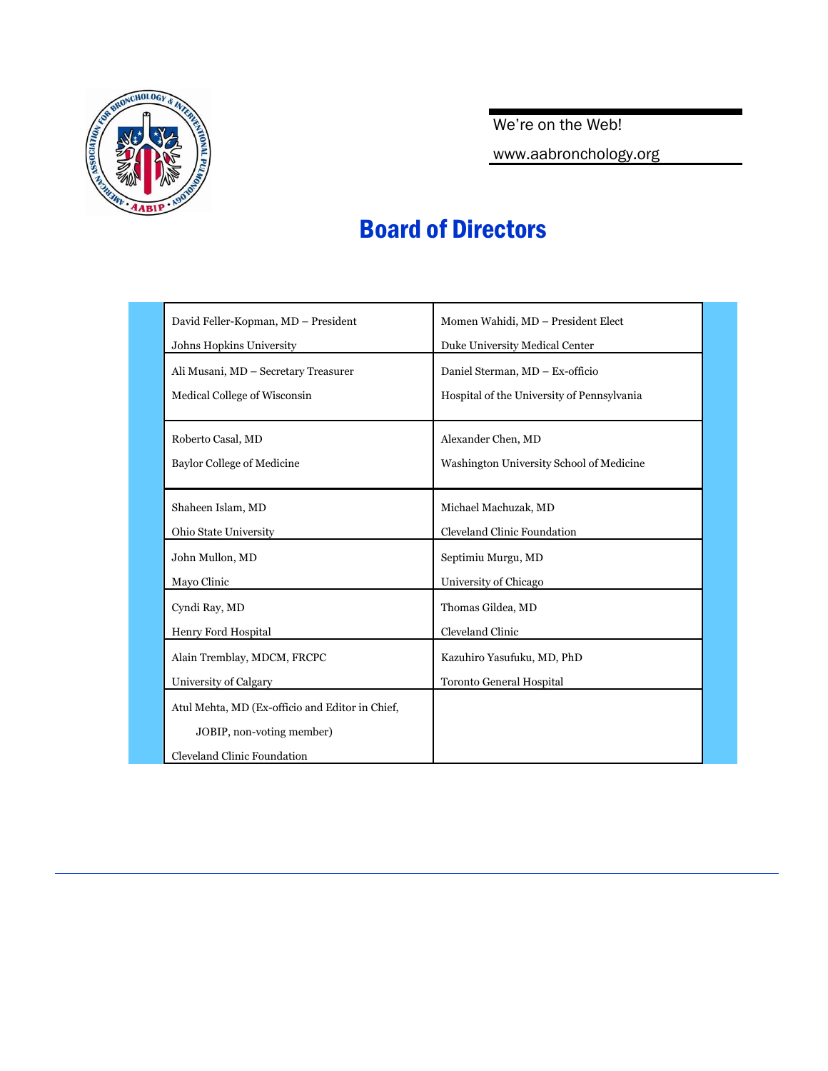We're on the Web!

www.aabronchology.org

# Board of Directors

| | |
|---|---|
| David Feller-Kopman, MD – President<br>Johns Hopkins University | Momen Wahidi, MD – President Elect<br>Duke University Medical Center |
| Ali Musani, MD – Secretary Treasurer<br>Medical College of Wisconsin | Daniel Sterman, MD – Ex-officio<br>Hospital of the University of Pennsylvania |
| Roberto Casal, MD<br>Baylor College of Medicine | Alexander Chen, MD<br>Washington University School of Medicine |
| Shaheen Islam, MD<br>Ohio State University | Michael Machuzak, MD<br>Cleveland Clinic Foundation |
| John Mullon, MD<br>Mayo Clinic | Septimiu Murgu, MD<br>University of Chicago |
| Cyndi Ray, MD<br>Henry Ford Hospital | Thomas Gildea, MD<br>Cleveland Clinic |
| Alain Tremblay, MDCM, FRCPC<br>University of Calgary | Kazuhiro Yasufuku, MD, PhD<br>Toronto General Hospital |
| Atul Mehta, MD (Ex-officio and Editor in Chief, JOBIP, non-voting member)<br>Cleveland Clinic Foundation | |